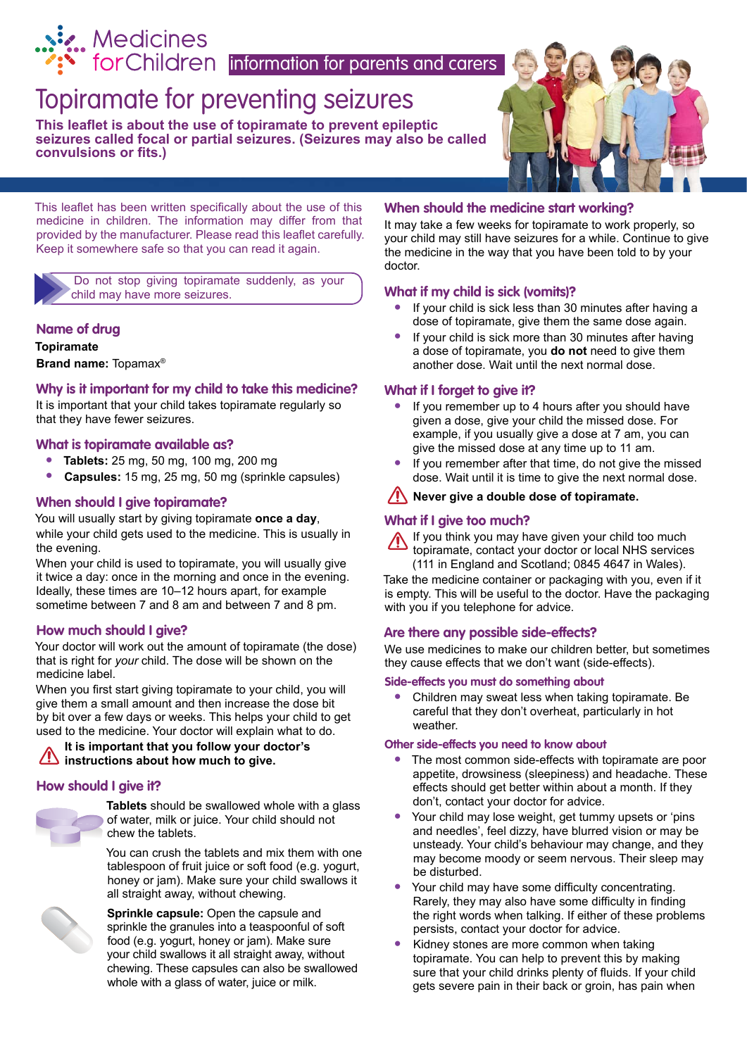Medicines for Children information for parents and carers

# Topiramate for preventing seizures

**This leaflet is about the use of topiramate to prevent epileptic seizures called focal or partial seizures. (Seizures may also be called convulsions or fits.)**

This leaflet has been written specifically about the use of this medicine in children. The information may differ from that provided by the manufacturer. Please read this leaflet carefully. Keep it somewhere safe so that you can read it again.

Do not stop giving topiramate suddenly, as your child may have more seizures.

## Name of drug

**Topiramate**

**Brand name:** Topamax®

## Why is it important for my child to take this medicine?

It is important that your child takes topiramate regularly so that they have fewer seizures.

## What is topiramate available as?

- **Tablets:** 25 mg, 50 mg, 100 mg, 200 mg
- **Capsules:** 15 mg, 25 mg, 50 mg (sprinkle capsules)

## When should I give topiramate?

You will usually start by giving topiramate **once a day**, while your child gets used to the medicine. This is usually in the evening.

When your child is used to topiramate, you will usually give it twice a day: once in the morning and once in the evening. Ideally, these times are 10–12 hours apart, for example sometime between 7 and 8 am and between 7 and 8 pm.

## How much should I give?

Your doctor will work out the amount of topiramate (the dose) that is right for *your* child. The dose will be shown on the medicine label.

When you first start giving topiramate to your child, you will give them a small amount and then increase the dose bit by bit over a few days or weeks. This helps your child to get used to the medicine. Your doctor will explain what to do.

**It is important that you follow your doctor's instructions about how much to give.**

## How should I give it?

**Tablets** should be swallowed whole with a glass of water, milk or juice. Your child should not chew the tablets.

You can crush the tablets and mix them with one tablespoon of fruit juice or soft food (e.g. yogurt, honey or jam). Make sure your child swallows it all straight away, without chewing.

**Sprinkle capsule:** Open the capsule and sprinkle the granules into a teaspoonful of soft food (e.g. yogurt, honey or jam). Make sure your child swallows it all straight away, without chewing. These capsules can also be swallowed whole with a glass of water, juice or milk.

## When should the medicine start working?

It may take a few weeks for topiramate to work properly, so your child may still have seizures for a while. Continue to give the medicine in the way that you have been told to by your doctor.

## What if my child is sick (vomits)?

- If your child is sick less than 30 minutes after having a dose of topiramate, give them the same dose again.
- If your child is sick more than 30 minutes after having a dose of topiramate, you **do not** need to give them another dose. Wait until the next normal dose.

## What if I forget to give it?

- If you remember up to 4 hours after you should have given a dose, give your child the missed dose. For example, if you usually give a dose at 7 am, you can give the missed dose at any time up to 11 am.
- If you remember after that time, do not give the missed dose. Wait until it is time to give the next normal dose.

**Never give a double dose of topiramate.**

## What if I give too much?

If you think you may have given your child too much topiramate, contact your doctor or local NHS services (111 in England and Scotland; 0845 4647 in Wales).

Take the medicine container or packaging with you, even if it is empty. This will be useful to the doctor. Have the packaging with you if you telephone for advice.

## Are there any possible side-effects?

We use medicines to make our children better, but sometimes they cause effects that we don't want (side-effects).

### Side-effects you must do something about

- Children may sweat less when taking topiramate. Be careful that they don't overheat, particularly in hot weather.

### Other side-effects you need to know about

- The most common side-effects with topiramate are poor appetite, drowsiness (sleepiness) and headache. These effects should get better within about a month. If they don't, contact your doctor for advice.
- Your child may lose weight, get tummy upsets or 'pins and needles', feel dizzy, have blurred vision or may be unsteady. Your child's behaviour may change, and they may become moody or seem nervous. Their sleep may be disturbed.
- Your child may have some difficulty concentrating. Rarely, they may also have some difficulty in finding the right words when talking. If either of these problems persists, contact your doctor for advice.
- Kidney stones are more common when taking topiramate. You can help to prevent this by making sure that your child drinks plenty of fluids. If your child gets severe pain in their back or groin, has pain when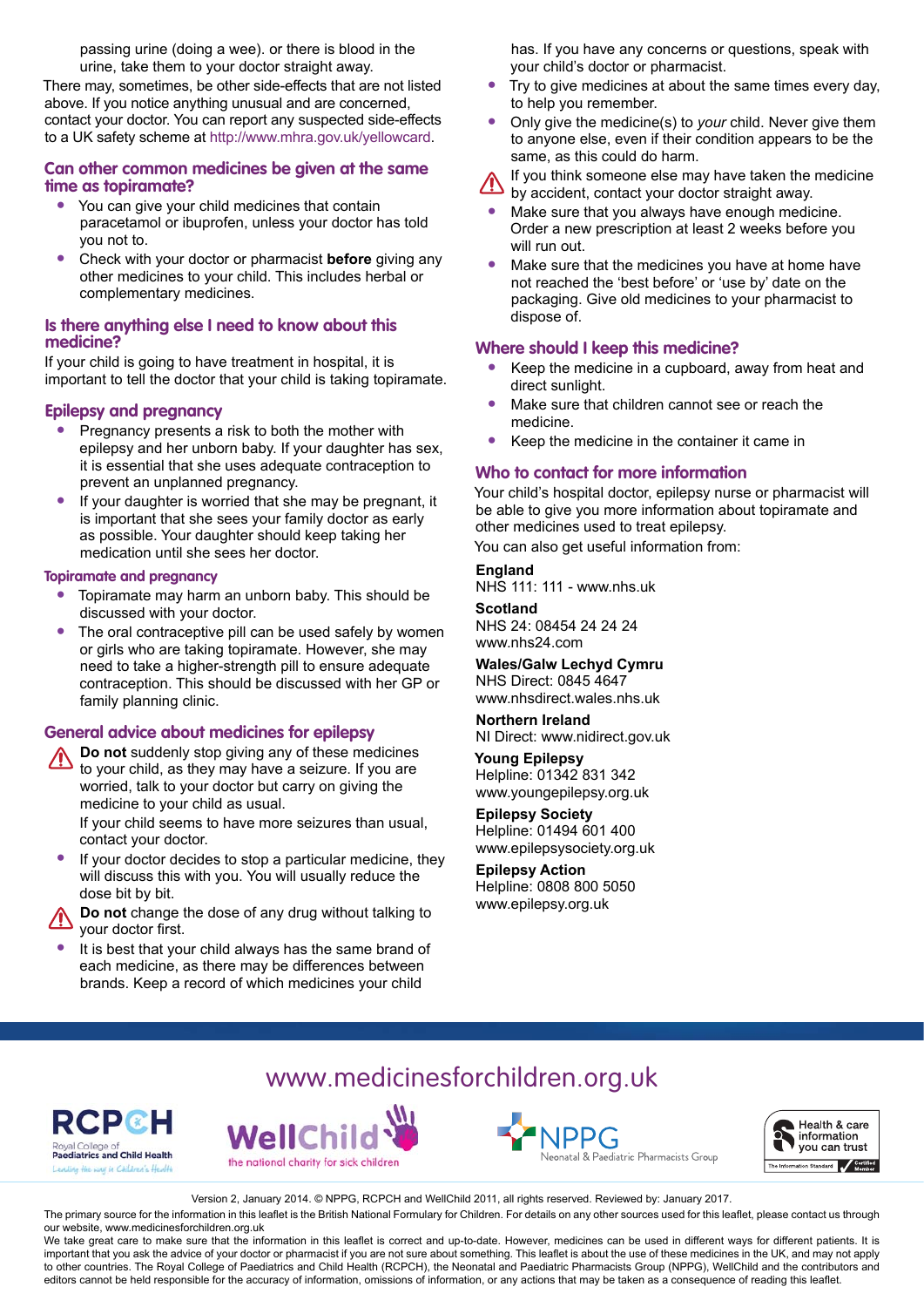passing urine (doing a wee). or there is blood in the urine, take them to your doctor straight away.

There may, sometimes, be other side-effects that are not listed above. If you notice anything unusual and are concerned, contact your doctor. You can report any suspected side-effects to a UK safety scheme at http://www.mhra.gov.uk/yellowcard.

## Can other common medicines be given at the same time as topiramate?

- You can give your child medicines that contain paracetamol or ibuprofen, unless your doctor has told you not to.
- Check with your doctor or pharmacist **before** giving any other medicines to your child. This includes herbal or complementary medicines.

## Is there anything else I need to know about this medicine?

If your child is going to have treatment in hospital, it is important to tell the doctor that your child is taking topiramate.

## Epilepsy and pregnancy

- Pregnancy presents a risk to both the mother with epilepsy and her unborn baby. If your daughter has sex, it is essential that she uses adequate contraception to prevent an unplanned pregnancy.
- If your daughter is worried that she may be pregnant, it is important that she sees your family doctor as early as possible. Your daughter should keep taking her medication until she sees her doctor.

### Topiramate and pregnancy

- Topiramate may harm an unborn baby. This should be discussed with your doctor.
- The oral contraceptive pill can be used safely by women or girls who are taking topiramate. However, she may need to take a higher-strength pill to ensure adequate contraception. This should be discussed with her GP or family planning clinic.

## General advice about medicines for epilepsy

⚠ **Do not** suddenly stop giving any of these medicines to your child, as they may have a seizure. If you are worried, talk to your doctor but carry on giving the medicine to your child as usual.

If your child seems to have more seizures than usual, contact your doctor.

- If your doctor decides to stop a particular medicine, they will discuss this with you. You will usually reduce the dose bit by bit.

⚠ **Do not** change the dose of any drug without talking to your doctor first.

- It is best that your child always has the same brand of each medicine, as there may be differences between brands. Keep a record of which medicines your child has. If you have any concerns or questions, speak with your child's doctor or pharmacist.
- Try to give medicines at about the same times every day, to help you remember.
- Only give the medicine(s) to *your* child. Never give them to anyone else, even if their condition appears to be the same, as this could do harm.

⚠ If you think someone else may have taken the medicine by accident, contact your doctor straight away.

- Make sure that you always have enough medicine. Order a new prescription at least 2 weeks before you will run out.
- Make sure that the medicines you have at home have not reached the 'best before' or 'use by' date on the packaging. Give old medicines to your pharmacist to dispose of.

## Where should I keep this medicine?

- Keep the medicine in a cupboard, away from heat and direct sunlight.
- Make sure that children cannot see or reach the medicine.
- Keep the medicine in the container it came in

## Who to contact for more information

Your child's hospital doctor, epilepsy nurse or pharmacist will be able to give you more information about topiramate and other medicines used to treat epilepsy.

You can also get useful information from:

**England**
NHS 111: 111 - www.nhs.uk

**Scotland**
NHS 24: 08454 24 24 24
www.nhs24.com

**Wales/Galw Lechyd Cymru**
NHS Direct: 0845 4647
www.nhsdirect.wales.nhs.uk

**Northern Ireland**
NI Direct: www.nidirect.gov.uk

**Young Epilepsy**
Helpline: 01342 831 342
www.youngepilepsy.org.uk

**Epilepsy Society**
Helpline: 01494 601 400
www.epilepsysociety.org.uk

**Epilepsy Action**
Helpline: 0808 800 5050
www.epilepsy.org.uk

www.medicinesforchildren.org.uk

RCPCH Royal College of Paediatrics and Child Health — Leading the way in Children's Health

WellChild — the national charity for sick children

NPPG — Neonatal & Paediatric Pharmacists Group

Health & care information you can trust — The Information Standard — Certified Member

Version 2, January 2014. © NPPG, RCPCH and WellChild 2011, all rights reserved. Reviewed by: January 2017.

The primary source for the information in this leaflet is the British National Formulary for Children. For details on any other sources used for this leaflet, please contact us through our website, www.medicinesforchildren.org.uk

We take great care to make sure that the information in this leaflet is correct and up-to-date. However, medicines can be used in different ways for different patients. It is important that you ask the advice of your doctor or pharmacist if you are not sure about something. This leaflet is about the use of these medicines in the UK, and may not apply to other countries. The Royal College of Paediatrics and Child Health (RCPCH), the Neonatal and Paediatric Pharmacists Group (NPPG), WellChild and the contributors and editors cannot be held responsible for the accuracy of information, omissions of information, or any actions that may be taken as a consequence of reading this leaflet.